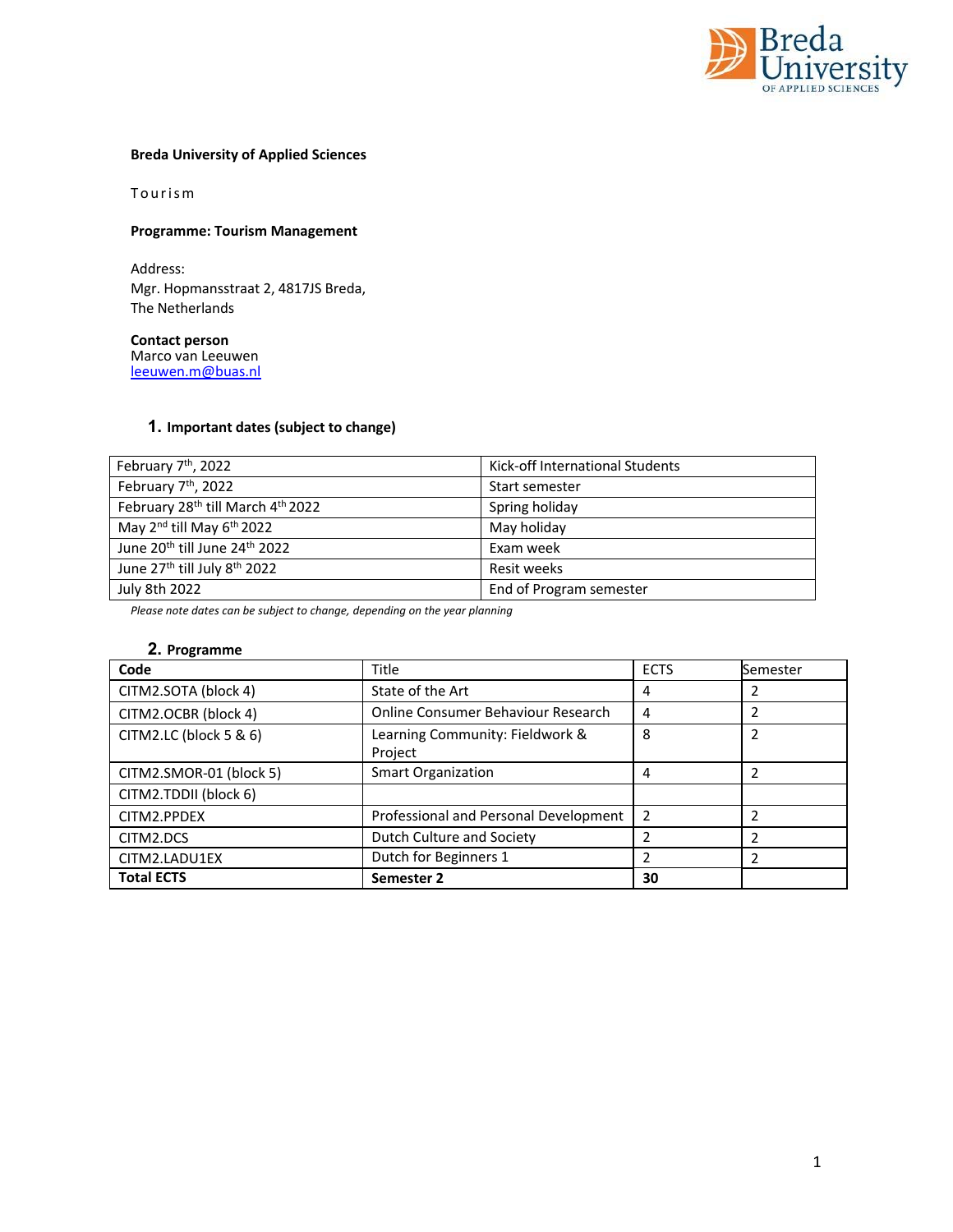**Breda University of Applied Sciences**

Tourism

**Programme: Tourism Management**

Address:
Mgr. Hopmansstraat 2, 4817JS Breda,
The Netherlands

**Contact person**
Marco van Leeuwen
leeuwen.m@buas.nl

## 1. Important dates (subject to change)

| | |
|---|---|
| February 7th, 2022 | Kick-off International Students |
| February 7th, 2022 | Start semester |
| February 28th till March 4th 2022 | Spring holiday |
| May 2nd till May 6th 2022 | May holiday |
| June 20th till June 24th 2022 | Exam week |
| June 27th till July 8th 2022 | Resit weeks |
| July 8th 2022 | End of Program semester |

*Please note dates can be subject to change, depending on the year planning*

## 2. Programme

| **Code** | Title | ECTS | Semester |
|---|---|---|---|
| CITM2.SOTA (block 4) | State of the Art | 4 | 2 |
| CITM2.OCBR (block 4) | Online Consumer Behaviour Research | 4 | 2 |
| CITM2.LC (block 5 & 6) | Learning Community: Fieldwork & Project | 8 | 2 |
| CITM2.SMOR-01 (block 5) | Smart Organization | 4 | 2 |
| CITM2.TDDII (block 6) | | | |
| CITM2.PPDEX | Professional and Personal Development | 2 | 2 |
| CITM2.DCS | Dutch Culture and Society | 2 | 2 |
| CITM2.LADU1EX | Dutch for Beginners 1 | 2 | 2 |
| **Total ECTS** | **Semester 2** | **30** | |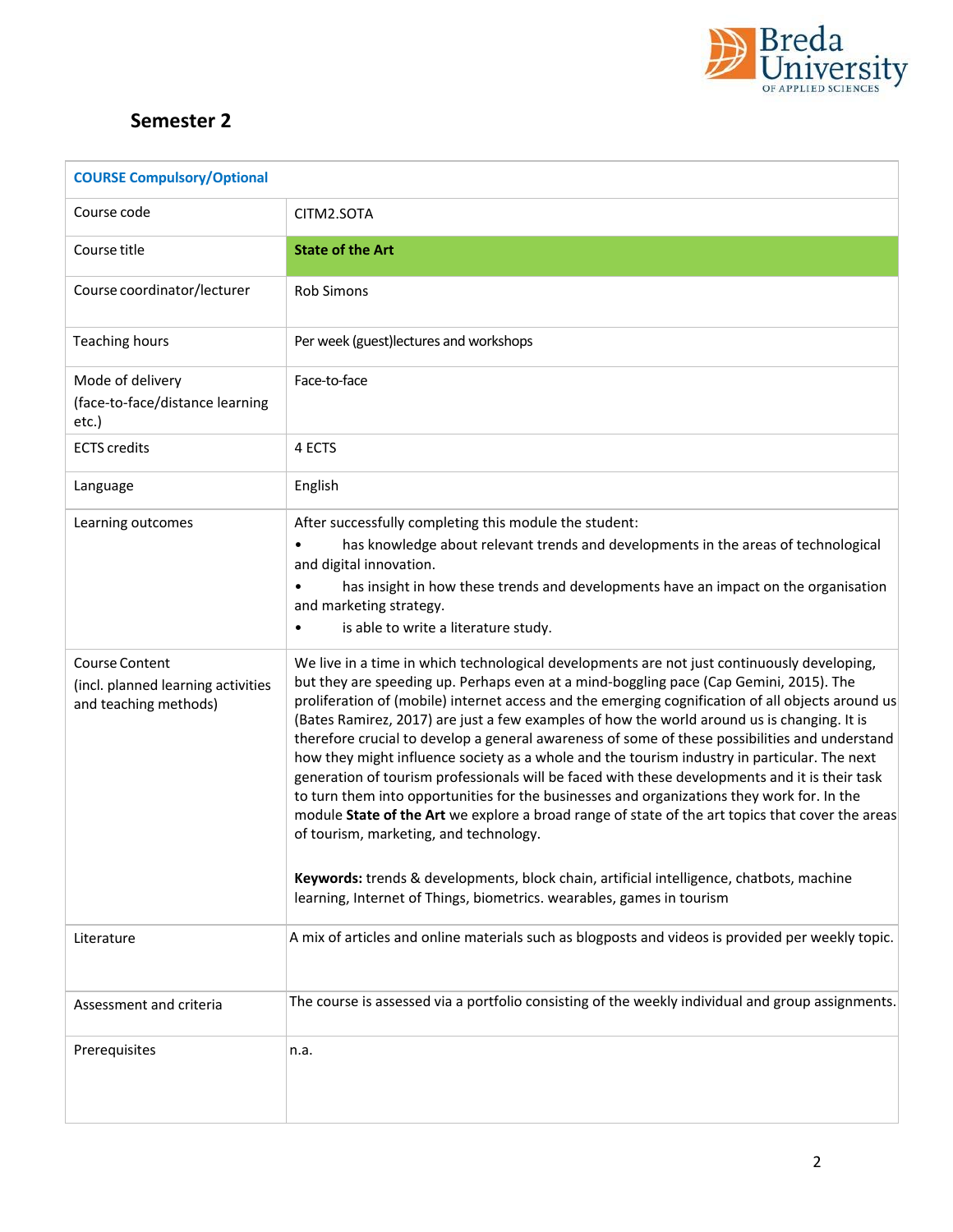## Semester 2

| COURSE Compulsory/Optional | |
|---|---|
| Course code | CITM2.SOTA |
| Course title | **State of the Art** |
| Course coordinator/lecturer | Rob Simons |
| Teaching hours | Per week (guest)lectures and workshops |
| Mode of delivery (face-to-face/distance learning etc.) | Face-to-face |
| ECTS credits | 4 ECTS |
| Language | English |
| Learning outcomes | After successfully completing this module the student:<br>• has knowledge about relevant trends and developments in the areas of technological and digital innovation.<br>• has insight in how these trends and developments have an impact on the organisation and marketing strategy.<br>• is able to write a literature study. |
| Course Content (incl. planned learning activities and teaching methods) | We live in a time in which technological developments are not just continuously developing, but they are speeding up. Perhaps even at a mind-boggling pace (Cap Gemini, 2015). The proliferation of (mobile) internet access and the emerging cognification of all objects around us (Bates Ramirez, 2017) are just a few examples of how the world around us is changing. It is therefore crucial to develop a general awareness of some of these possibilities and understand how they might influence society as a whole and the tourism industry in particular. The next generation of tourism professionals will be faced with these developments and it is their task to turn them into opportunities for the businesses and organizations they work for. In the module **State of the Art** we explore a broad range of state of the art topics that cover the areas of tourism, marketing, and technology.<br><br>**Keywords:** trends & developments, block chain, artificial intelligence, chatbots, machine learning, Internet of Things, biometrics. wearables, games in tourism |
| Literature | A mix of articles and online materials such as blogposts and videos is provided per weekly topic. |
| Assessment and criteria | The course is assessed via a portfolio consisting of the weekly individual and group assignments. |
| Prerequisites | n.a. |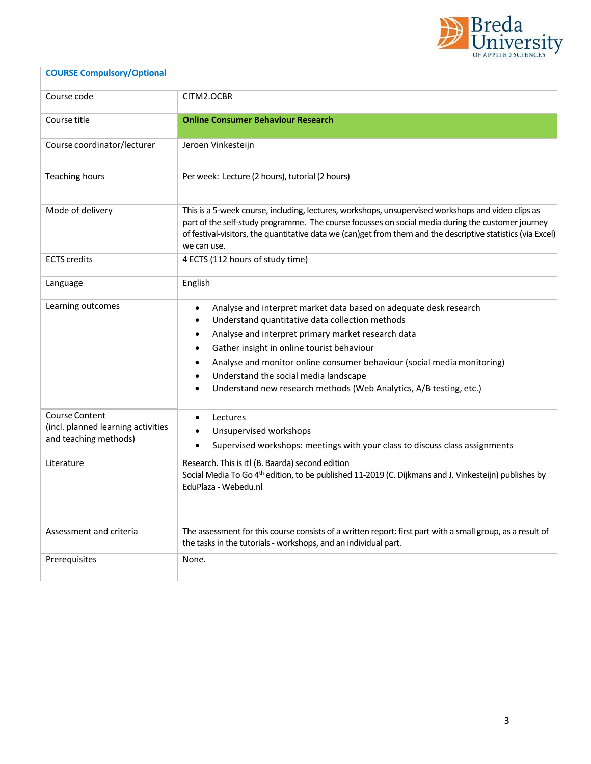| COURSE Compulsory/Optional | |
|---|---|
| Course code | CITM2.OCBR |
| Course title | **Online Consumer Behaviour Research** |
| Course coordinator/lecturer | Jeroen Vinkesteijn |
| Teaching hours | Per week: Lecture (2 hours), tutorial (2 hours) |
| Mode of delivery | This is a 5-week course, including, lectures, workshops, unsupervised workshops and video clips as part of the self-study programme. The course focusses on social media during the customer journey of festival-visitors, the quantitative data we (can)get from them and the descriptive statistics (via Excel) we can use. |
| ECTS credits | 4 ECTS (112 hours of study time) |
| Language | English |
| Learning outcomes | • Analyse and interpret market data based on adequate desk research<br>• Understand quantitative data collection methods<br>• Analyse and interpret primary market research data<br>• Gather insight in online tourist behaviour<br>• Analyse and monitor online consumer behaviour (social media monitoring)<br>• Understand the social media landscape<br>• Understand new research methods (Web Analytics, A/B testing, etc.) |
| Course Content (incl. planned learning activities and teaching methods) | • Lectures<br>• Unsupervised workshops<br>• Supervised workshops: meetings with your class to discuss class assignments |
| Literature | Research. This is it! (B. Baarda) second edition<br>Social Media To Go 4th edition, to be published 11-2019 (C. Dijkmans and J. Vinkesteijn) publishes by EduPlaza - Webedu.nl |
| Assessment and criteria | The assessment for this course consists of a written report: first part with a small group, as a result of the tasks in the tutorials - workshops, and an individual part. |
| Prerequisites | None. |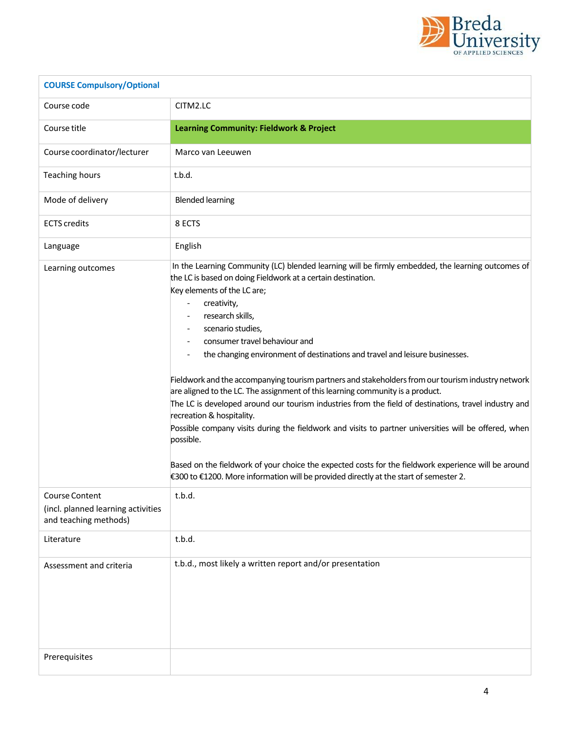| COURSE Compulsory/Optional | |
|---|---|
| Course code | CITM2.LC |
| Course title | **Learning Community: Fieldwork & Project** |
| Course coordinator/lecturer | Marco van Leeuwen |
| Teaching hours | t.b.d. |
| Mode of delivery | Blended learning |
| ECTS credits | 8 ECTS |
| Language | English |
| Learning outcomes | In the Learning Community (LC) blended learning will be firmly embedded, the learning outcomes of the LC is based on doing Fieldwork at a certain destination.<br>Key elements of the LC are;<br>- creativity,<br>- research skills,<br>- scenario studies,<br>- consumer travel behaviour and<br>- the changing environment of destinations and travel and leisure businesses.<br><br>Fieldwork and the accompanying tourism partners and stakeholders from our tourism industry network are aligned to the LC. The assignment of this learning community is a product.<br>The LC is developed around our tourism industries from the field of destinations, travel industry and recreation & hospitality.<br>Possible company visits during the fieldwork and visits to partner universities will be offered, when possible.<br><br>Based on the fieldwork of your choice the expected costs for the fieldwork experience will be around €300 to €1200. More information will be provided directly at the start of semester 2. |
| Course Content<br>(incl. planned learning activities and teaching methods) | t.b.d. |
| Literature | t.b.d. |
| Assessment and criteria | t.b.d., most likely a written report and/or presentation |
| Prerequisites | |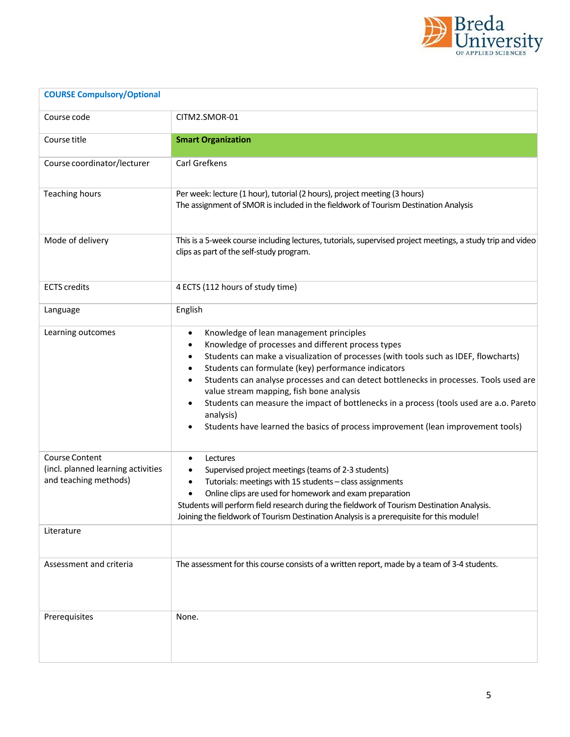| COURSE Compulsory/Optional | |
|---|---|
| Course code | CITM2.SMOR-01 |
| Course title | **Smart Organization** |
| Course coordinator/lecturer | Carl Grefkens |
| Teaching hours | Per week: lecture (1 hour), tutorial (2 hours), project meeting (3 hours)<br>The assignment of SMOR is included in the fieldwork of Tourism Destination Analysis |
| Mode of delivery | This is a 5-week course including lectures, tutorials, supervised project meetings, a study trip and video clips as part of the self-study program. |
| ECTS credits | 4 ECTS (112 hours of study time) |
| Language | English |
| Learning outcomes | • Knowledge of lean management principles<br>• Knowledge of processes and different process types<br>• Students can make a visualization of processes (with tools such as IDEF, flowcharts)<br>• Students can formulate (key) performance indicators<br>• Students can analyse processes and can detect bottlenecks in processes. Tools used are value stream mapping, fish bone analysis<br>• Students can measure the impact of bottlenecks in a process (tools used are a.o. Pareto analysis)<br>• Students have learned the basics of process improvement (lean improvement tools) |
| Course Content<br>(incl. planned learning activities and teaching methods) | • Lectures<br>• Supervised project meetings (teams of 2-3 students)<br>• Tutorials: meetings with 15 students – class assignments<br>• Online clips are used for homework and exam preparation<br>Students will perform field research during the fieldwork of Tourism Destination Analysis.<br>Joining the fieldwork of Tourism Destination Analysis is a prerequisite for this module! |
| Literature | |
| Assessment and criteria | The assessment for this course consists of a written report, made by a team of 3-4 students. |
| Prerequisites | None. |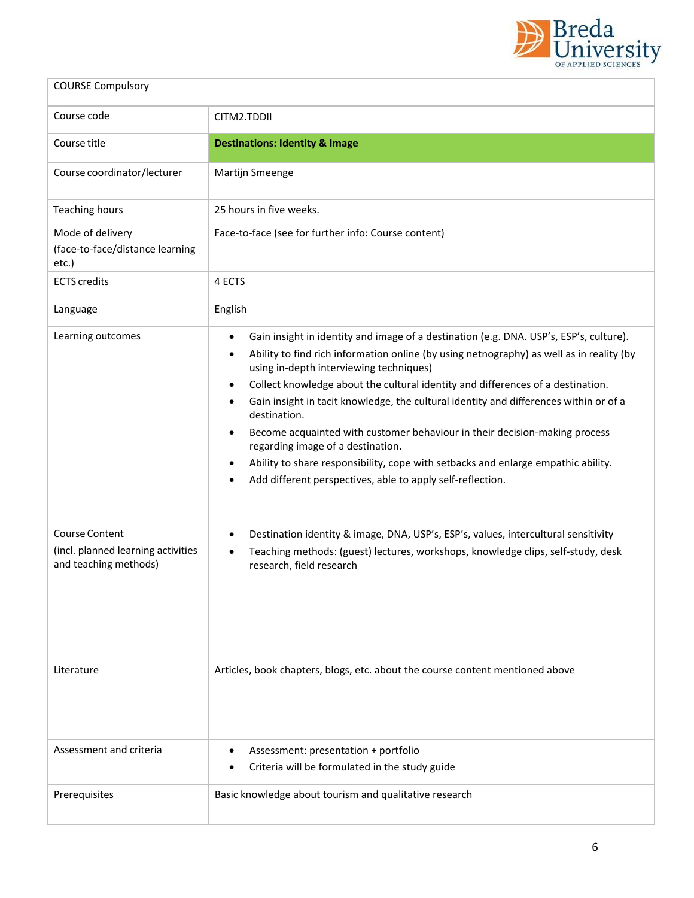| COURSE Compulsory | |
|---|---|
| Course code | CITM2.TDDII |
| Course title | **Destinations: Identity & Image** |
| Course coordinator/lecturer | Martijn Smeenge |
| Teaching hours | 25 hours in five weeks. |
| Mode of delivery (face-to-face/distance learning etc.) | Face-to-face (see for further info: Course content) |
| ECTS credits | 4 ECTS |
| Language | English |
| Learning outcomes | • Gain insight in identity and image of a destination (e.g. DNA. USP's, ESP's, culture).<br>• Ability to find rich information online (by using netnography) as well as in reality (by using in-depth interviewing techniques)<br>• Collect knowledge about the cultural identity and differences of a destination.<br>• Gain insight in tacit knowledge, the cultural identity and differences within or of a destination.<br>• Become acquainted with customer behaviour in their decision-making process regarding image of a destination.<br>• Ability to share responsibility, cope with setbacks and enlarge empathic ability.<br>• Add different perspectives, able to apply self-reflection. |
| Course Content (incl. planned learning activities and teaching methods) | • Destination identity & image, DNA, USP's, ESP's, values, intercultural sensitivity<br>• Teaching methods: (guest) lectures, workshops, knowledge clips, self-study, desk research, field research |
| Literature | Articles, book chapters, blogs, etc. about the course content mentioned above |
| Assessment and criteria | • Assessment: presentation + portfolio<br>• Criteria will be formulated in the study guide |
| Prerequisites | Basic knowledge about tourism and qualitative research |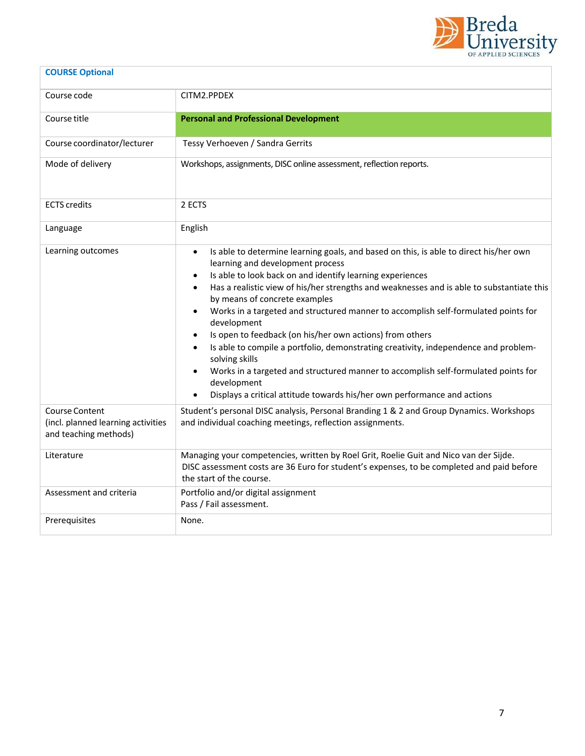| COURSE Optional | |
|---|---|
| Course code | CITM2.PPDEX |
| Course title | **Personal and Professional Development** |
| Course coordinator/lecturer | Tessy Verhoeven / Sandra Gerrits |
| Mode of delivery | Workshops, assignments, DISC online assessment, reflection reports. |
| ECTS credits | 2 ECTS |
| Language | English |
| Learning outcomes | • Is able to determine learning goals, and based on this, is able to direct his/her own learning and development process<br>• Is able to look back on and identify learning experiences<br>• Has a realistic view of his/her strengths and weaknesses and is able to substantiate this by means of concrete examples<br>• Works in a targeted and structured manner to accomplish self-formulated points for development<br>• Is open to feedback (on his/her own actions) from others<br>• Is able to compile a portfolio, demonstrating creativity, independence and problem-solving skills<br>• Works in a targeted and structured manner to accomplish self-formulated points for development<br>• Displays a critical attitude towards his/her own performance and actions |
| Course Content (incl. planned learning activities and teaching methods) | Student's personal DISC analysis, Personal Branding 1 & 2 and Group Dynamics. Workshops and individual coaching meetings, reflection assignments. |
| Literature | Managing your competencies, written by Roel Grit, Roelie Guit and Nico van der Sijde.<br>DISC assessment costs are 36 Euro for student's expenses, to be completed and paid before the start of the course. |
| Assessment and criteria | Portfolio and/or digital assignment<br>Pass / Fail assessment. |
| Prerequisites | None. |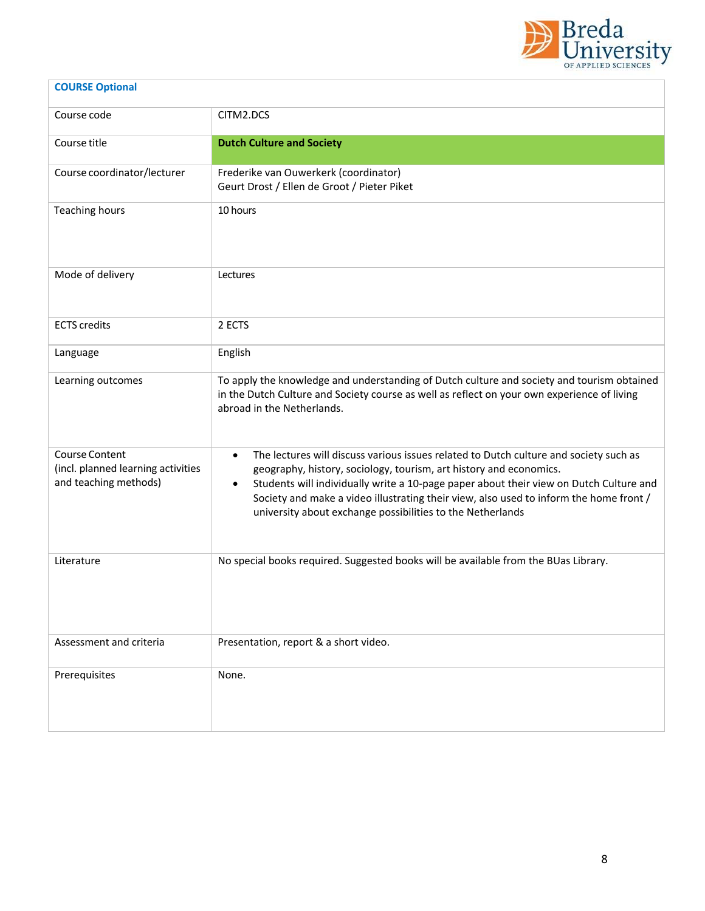| COURSE Optional | |
|---|---|
| Course code | CITM2.DCS |
| Course title | **Dutch Culture and Society** |
| Course coordinator/lecturer | Frederike van Ouwerkerk (coordinator)<br>Geurt Drost / Ellen de Groot / Pieter Piket |
| Teaching hours | 10 hours |
| Mode of delivery | Lectures |
| ECTS credits | 2 ECTS |
| Language | English |
| Learning outcomes | To apply the knowledge and understanding of Dutch culture and society and tourism obtained in the Dutch Culture and Society course as well as reflect on your own experience of living abroad in the Netherlands. |
| Course Content (incl. planned learning activities and teaching methods) | • The lectures will discuss various issues related to Dutch culture and society such as geography, history, sociology, tourism, art history and economics.<br>• Students will individually write a 10-page paper about their view on Dutch Culture and Society and make a video illustrating their view, also used to inform the home front / university about exchange possibilities to the Netherlands |
| Literature | No special books required. Suggested books will be available from the BUas Library. |
| Assessment and criteria | Presentation, report & a short video. |
| Prerequisites | None. |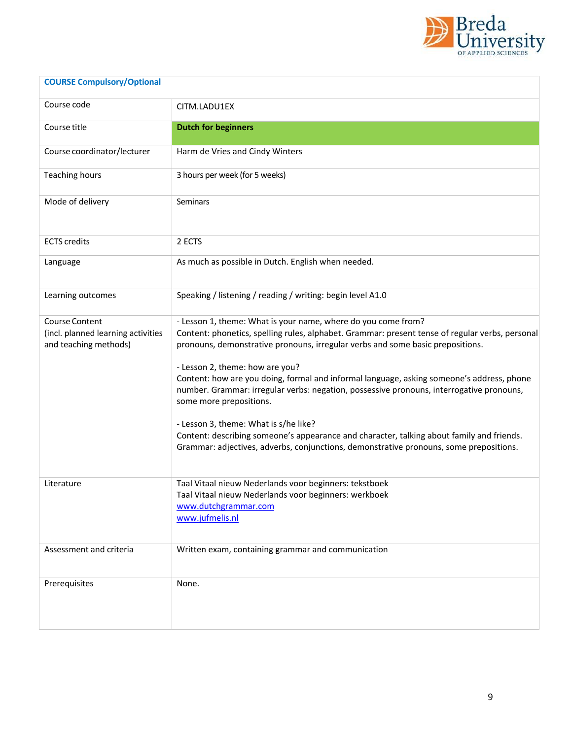| COURSE Compulsory/Optional | |
| --- | --- |
| Course code | CITM.LADU1EX |
| Course title | **Dutch for beginners** |
| Course coordinator/lecturer | Harm de Vries and Cindy Winters |
| Teaching hours | 3 hours per week (for 5 weeks) |
| Mode of delivery | Seminars |
| ECTS credits | 2 ECTS |
| Language | As much as possible in Dutch. English when needed. |
| Learning outcomes | Speaking / listening / reading / writing: begin level A1.0 |
| Course Content (incl. planned learning activities and teaching methods) | - Lesson 1, theme: What is your name, where do you come from?<br>Content: phonetics, spelling rules, alphabet. Grammar: present tense of regular verbs, personal pronouns, demonstrative pronouns, irregular verbs and some basic prepositions.<br><br>- Lesson 2, theme: how are you?<br>Content: how are you doing, formal and informal language, asking someone's address, phone number. Grammar: irregular verbs: negation, possessive pronouns, interrogative pronouns, some more prepositions.<br><br>- Lesson 3, theme: What is s/he like?<br>Content: describing someone's appearance and character, talking about family and friends. Grammar: adjectives, adverbs, conjunctions, demonstrative pronouns, some prepositions. |
| Literature | Taal Vitaal nieuw Nederlands voor beginners: tekstboek<br>Taal Vitaal nieuw Nederlands voor beginners: werkboek<br>www.dutchgrammar.com<br>www.jufmelis.nl |
| Assessment and criteria | Written exam, containing grammar and communication |
| Prerequisites | None. |